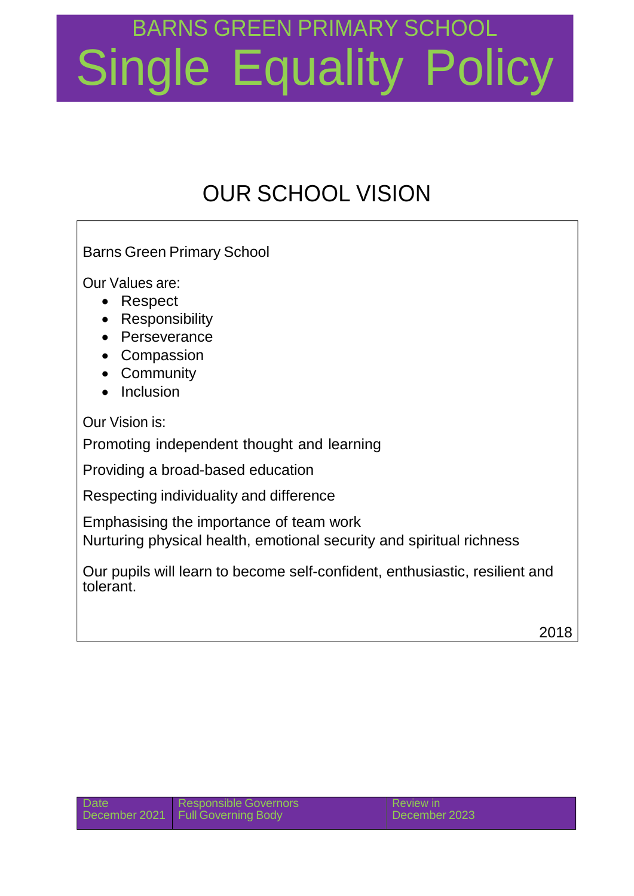BARNS GREEN PRIMARY SCHOOL

# Single Equality Policy

## OUR SCHOOL VISION

Barns Green Primary School

Our Values are:

- Respect
- Responsibility
- Perseverance
- Compassion
- Community
- Inclusion

Our Vision is:

Promoting independent thought and learning

Providing a broad-based education

Respecting individuality and difference

Emphasising the importance of team work
Nurturing physical health, emotional security and spiritual richness

Our pupils will learn to become self-confident, enthusiastic, resilient and tolerant.

2018

| Date | Responsible Governors | Review in |
|---|---|---|
| December 2021 | Full Governing Body | December 2023 |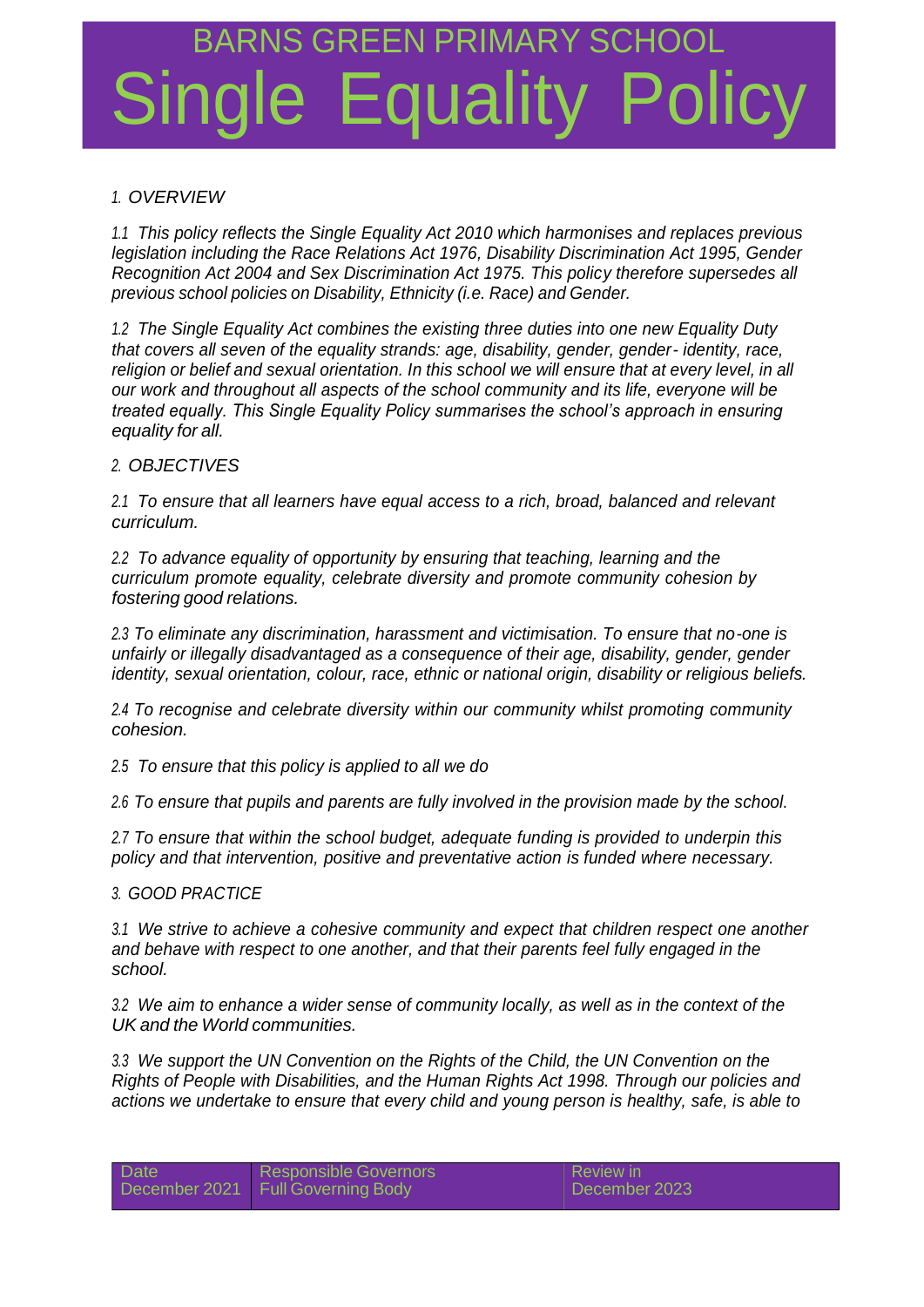# BARNS GREEN PRIMARY SCHOOL

# Single Equality Policy

*1. OVERVIEW*

*1.1 This policy reflects the Single Equality Act 2010 which harmonises and replaces previous legislation including the Race Relations Act 1976, Disability Discrimination Act 1995, Gender Recognition Act 2004 and Sex Discrimination Act 1975. This policy therefore supersedes all previous school policies on Disability, Ethnicity (i.e. Race) and Gender.*

*1.2 The Single Equality Act combines the existing three duties into one new Equality Duty that covers all seven of the equality strands: age, disability, gender, gender- identity, race, religion or belief and sexual orientation. In this school we will ensure that at every level, in all our work and throughout all aspects of the school community and its life, everyone will be treated equally. This Single Equality Policy summarises the school's approach in ensuring equality for all.*

*2. OBJECTIVES*

*2.1 To ensure that all learners have equal access to a rich, broad, balanced and relevant curriculum.*

*2.2 To advance equality of opportunity by ensuring that teaching, learning and the curriculum promote equality, celebrate diversity and promote community cohesion by fostering good relations.*

*2.3 To eliminate any discrimination, harassment and victimisation. To ensure that no-one is unfairly or illegally disadvantaged as a consequence of their age, disability, gender, gender identity, sexual orientation, colour, race, ethnic or national origin, disability or religious beliefs.*

*2.4 To recognise and celebrate diversity within our community whilst promoting community cohesion.*

*2.5 To ensure that this policy is applied to all we do*

*2.6 To ensure that pupils and parents are fully involved in the provision made by the school.*

*2.7 To ensure that within the school budget, adequate funding is provided to underpin this policy and that intervention, positive and preventative action is funded where necessary.*

*3. GOOD PRACTICE*

*3.1 We strive to achieve a cohesive community and expect that children respect one another and behave with respect to one another, and that their parents feel fully engaged in the school.*

*3.2 We aim to enhance a wider sense of community locally, as well as in the context of the UK and the World communities.*

*3.3 We support the UN Convention on the Rights of the Child, the UN Convention on the Rights of People with Disabilities, and the Human Rights Act 1998. Through our policies and actions we undertake to ensure that every child and young person is healthy, safe, is able to*

| Date | Responsible Governors | Review in |
| --- | --- | --- |
| December 2021 | Full Governing Body | December 2023 |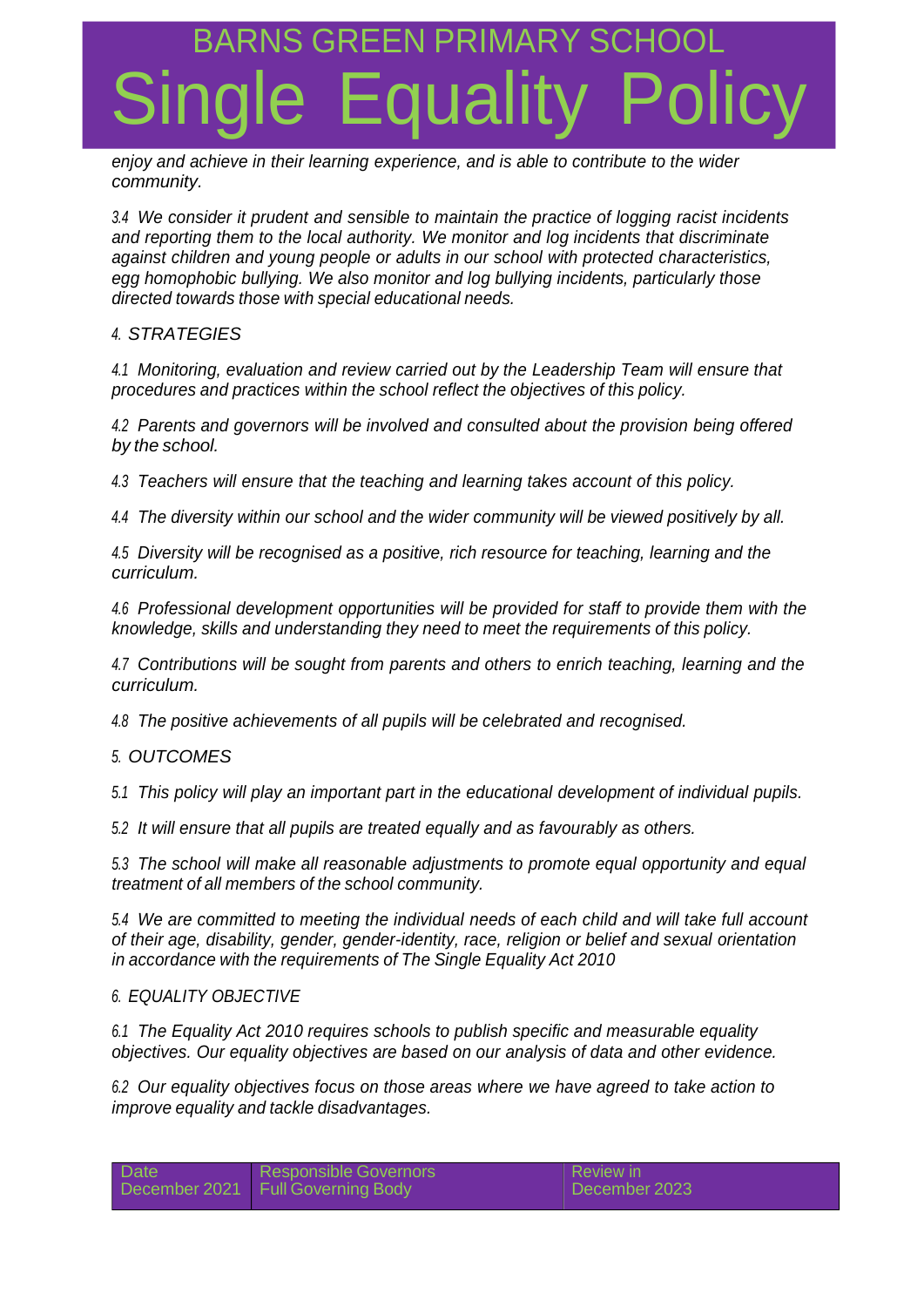*enjoy and achieve in their learning experience, and is able to contribute to the wider community.*

*3.4 We consider it prudent and sensible to maintain the practice of logging racist incidents and reporting them to the local authority. We monitor and log incidents that discriminate against children and young people or adults in our school with protected characteristics, egg homophobic bullying. We also monitor and log bullying incidents, particularly those directed towards those with special educational needs.*

*4. STRATEGIES*

*4.1 Monitoring, evaluation and review carried out by the Leadership Team will ensure that procedures and practices within the school reflect the objectives of this policy.*

*4.2 Parents and governors will be involved and consulted about the provision being offered by the school.*

*4.3 Teachers will ensure that the teaching and learning takes account of this policy.*

*4.4 The diversity within our school and the wider community will be viewed positively by all.*

*4.5 Diversity will be recognised as a positive, rich resource for teaching, learning and the curriculum.*

*4.6 Professional development opportunities will be provided for staff to provide them with the knowledge, skills and understanding they need to meet the requirements of this policy.*

*4.7 Contributions will be sought from parents and others to enrich teaching, learning and the curriculum.*

*4.8 The positive achievements of all pupils will be celebrated and recognised.*

*5. OUTCOMES*

*5.1 This policy will play an important part in the educational development of individual pupils.*

*5.2 It will ensure that all pupils are treated equally and as favourably as others.*

*5.3 The school will make all reasonable adjustments to promote equal opportunity and equal treatment of all members of the school community.*

*5.4 We are committed to meeting the individual needs of each child and will take full account of their age, disability, gender, gender-identity, race, religion or belief and sexual orientation in accordance with the requirements of The Single Equality Act 2010*

*6. EQUALITY OBJECTIVE*

*6.1 The Equality Act 2010 requires schools to publish specific and measurable equality objectives. Our equality objectives are based on our analysis of data and other evidence.*

*6.2 Our equality objectives focus on those areas where we have agreed to take action to improve equality and tackle disadvantages.*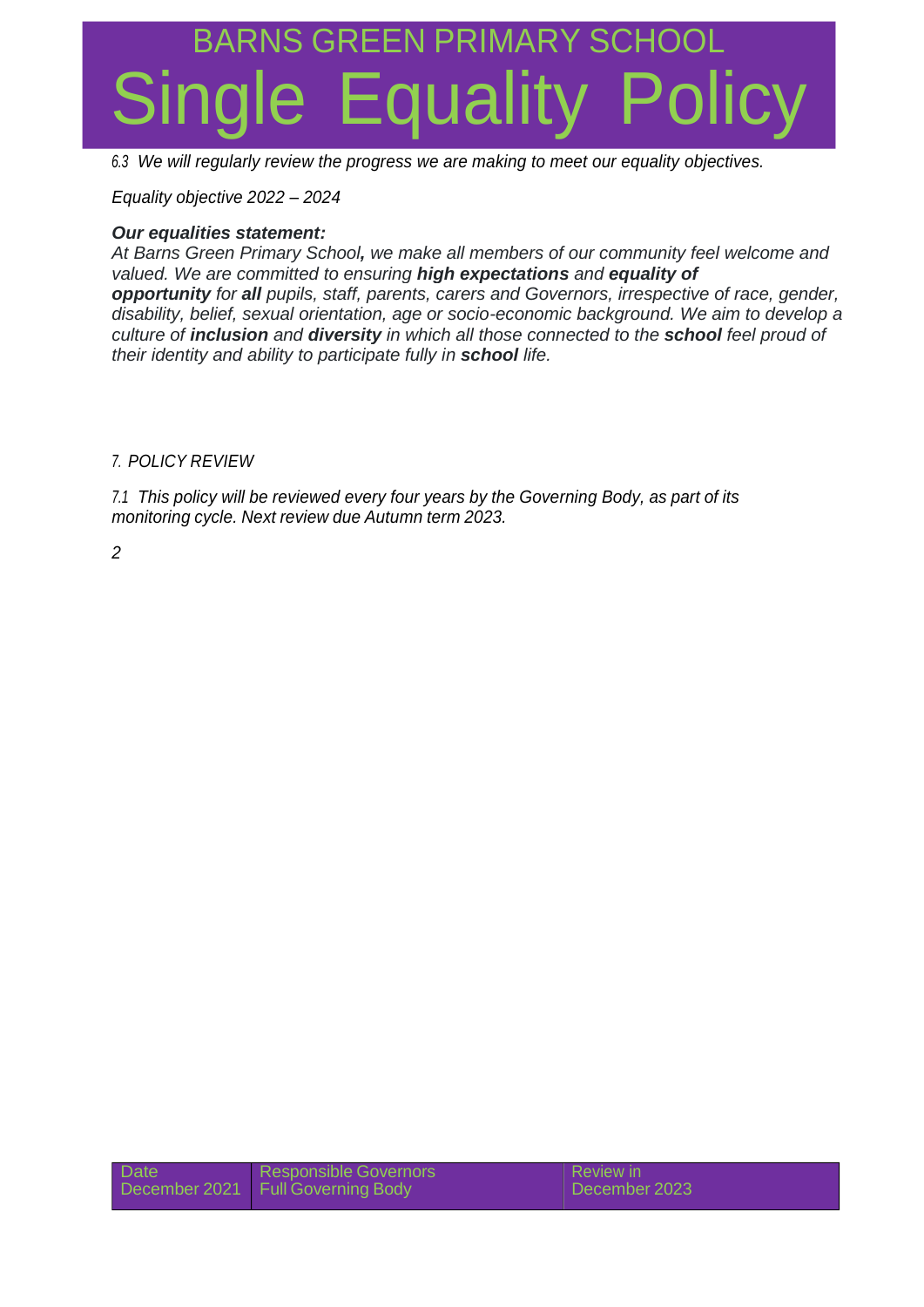*6.3 We will regularly review the progress we are making to meet our equality objectives.*

*Equality objective 2022 – 2024*

***Our equalities statement:***

*At Barns Green Primary School**,** we make all members of our community feel welcome and valued. We are committed to ensuring **high expectations** and **equality of opportunity** for **all** pupils, staff, parents, carers and Governors, irrespective of race, gender, disability, belief, sexual orientation, age or socio-economic background. We aim to develop a culture of **inclusion** and **diversity** in which all those connected to the **school** feel proud of their identity and ability to participate fully in **school** life.*

*7. POLICY REVIEW*

*7.1 This policy will be reviewed every four years by the Governing Body, as part of its monitoring cycle. Next review due Autumn term 2023.*

| Date | Responsible Governors | Review in |
|---|---|---|
| December 2021 | Full Governing Body | December 2023 |